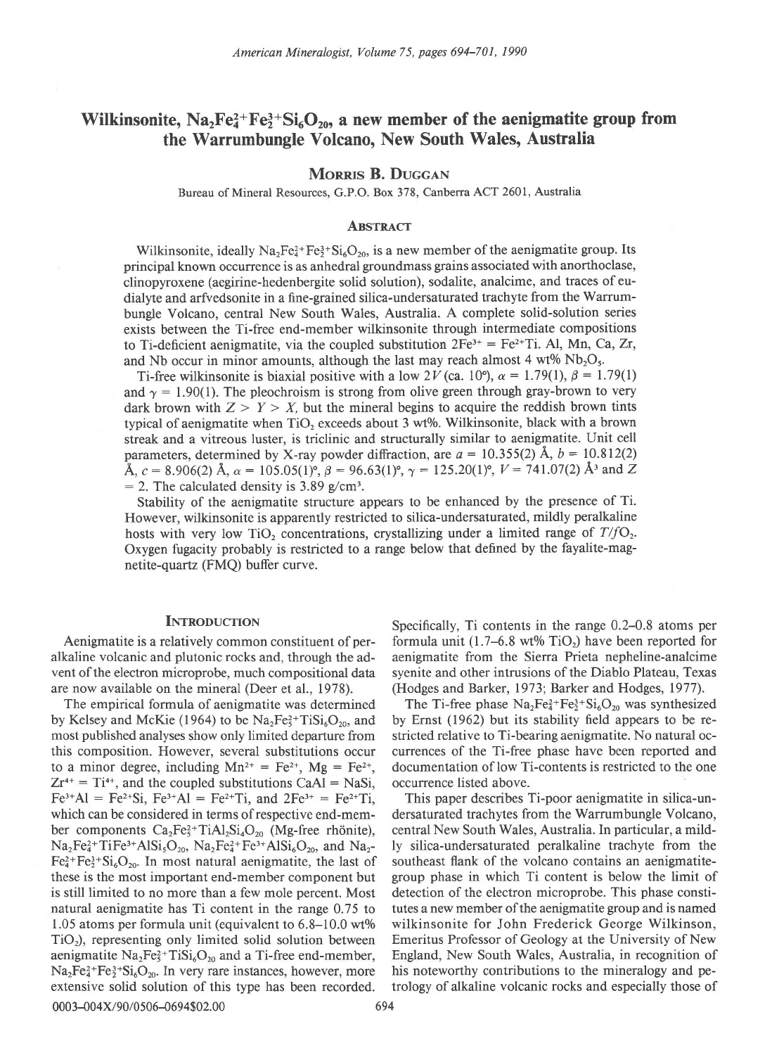# Wilkinsonite, $Na_2Fe^{2+}_4Fe^{3+}_2Si_6O_{20}$, a new member of the aenigmatite group from the Warrumbungle Volcano, New South Wales, Australia

**Morris B. Duggan**

Bureau of Mineral Resources, G.P.O. Box 378, Canberra ACT 2601, Australia

## Abstract

Wilkinsonite, ideally $Na_2Fe^{2+}_4Fe^{3+}_2Si_6O_{20}$, is a new member of the aenigmatite group. Its principal known occurrence is as anhedral groundmass grains associated with anorthoclase, clinopyroxene (aegirine-hedenbergite solid solution), sodalite, analcime, and traces of eudialyte and arfvedsonite in a fine-grained silica-undersaturated trachyte from the Warrumbungle Volcano, central New South Wales, Australia. A complete solid-solution series exists between the Ti-free end-member wilkinsonite through intermediate compositions to Ti-deficient aenigmatite, via the coupled substitution $2Fe^{3+} = Fe^{2+}Ti$. Al, Mn, Ca, Zr, and Nb occur in minor amounts, although the last may reach almost 4 wt% $Nb_2O_5$.

Ti-free wilkinsonite is biaxial positive with a low $2V$ (ca. 10°), $\alpha = 1.79(1)$, $\beta = 1.79(1)$ and $\gamma = 1.90(1)$. The pleochroism is strong from olive green through gray-brown to very dark brown with $Z > Y > X$, but the mineral begins to acquire the reddish brown tints typical of aenigmatite when $TiO_2$ exceeds about 3 wt%. Wilkinsonite, black with a brown streak and a vitreous luster, is triclinic and structurally similar to aenigmatite. Unit cell parameters, determined by X-ray powder diffraction, are $a = 10.355(2)$ Å, $b = 10.812(2)$ Å, $c = 8.906(2)$ Å, $\alpha = 105.05(1)°$, $\beta = 96.63(1)°$, $\gamma = 125.20(1)°$, $V = 741.07(2)$ Å$^3$ and $Z = 2$. The calculated density is 3.89 g/cm$^3$.

Stability of the aenigmatite structure appears to be enhanced by the presence of Ti. However, wilkinsonite is apparently restricted to silica-undersaturated, mildly peralkaline hosts with very low $TiO_2$ concentrations, crystallizing under a limited range of $T/fO_2$. Oxygen fugacity probably is restricted to a range below that defined by the fayalite-magnetite-quartz (FMQ) buffer curve.

## Introduction

Aenigmatite is a relatively common constituent of peralkaline volcanic and plutonic rocks and, through the advent of the electron microprobe, much compositional data are now available on the mineral (Deer et al., 1978).

The empirical formula of aenigmatite was determined by Kelsey and McKie (1964) to be $Na_2Fe^{2+}_5TiSi_6O_{20}$, and most published analyses show only limited departure from this composition. However, several substitutions occur to a minor degree, including $Mn^{2+} = Fe^{2+}$, $Mg = Fe^{2+}$, $Zr^{4+} = Ti^{4+}$, and the coupled substitutions CaAl = NaSi, $Fe^{3+}Al = Fe^{2+}Si$, $Fe^{3+}Al = Fe^{2+}Ti$, and $2Fe^{3+} = Fe^{2+}Ti$, which can be considered in terms of respective end-member components $Ca_2Fe^{2+}_5TiAl_2Si_4O_{20}$ (Mg-free rhönite), $Na_2Fe^{2+}_4TiFe^{3+}AlSi_5O_{20}$, $Na_2Fe^{2+}_5Fe^{3+}AlSi_6O_{20}$, and $Na_2Fe^{2+}_4Fe^{3+}_2Si_6O_{20}$. In most natural aenigmatite, the last of these is the most important end-member component but is still limited to no more than a few mole percent. Most natural aenigmatite has Ti content in the range 0.75 to 1.05 atoms per formula unit (equivalent to 6.8–10.0 wt% $TiO_2$), representing only limited solid solution between aenigmatite $Na_2Fe^{2+}_5TiSi_6O_{20}$ and a Ti-free end-member, $Na_2Fe^{2+}_4Fe^{3+}_2Si_6O_{20}$. In very rare instances, however, more extensive solid solution of this type has been recorded. Specifically, Ti contents in the range 0.2–0.8 atoms per formula unit (1.7–6.8 wt% $TiO_2$) have been reported for aenigmatite from the Sierra Prieta nepheline-analcime syenite and other intrusions of the Diablo Plateau, Texas (Hodges and Barker, 1973; Barker and Hodges, 1977).

The Ti-free phase $Na_2Fe^{2+}_4Fe^{3+}_2Si_6O_{20}$ was synthesized by Ernst (1962) but its stability field appears to be restricted relative to Ti-bearing aenigmatite. No natural occurrences of the Ti-free phase have been reported and documentation of low Ti-contents is restricted to the one occurrence listed above.

This paper describes Ti-poor aenigmatite in silica-undersaturated trachytes from the Warrumbungle Volcano, central New South Wales, Australia. In particular, a mildly silica-undersaturated peralkaline trachyte from the southeast flank of the volcano contains an aenigmatite-group phase in which Ti content is below the limit of detection of the electron microprobe. This phase constitutes a new member of the aenigmatite group and is named wilkinsonite for John Frederick George Wilkinson, Emeritus Professor of Geology at the University of New England, New South Wales, Australia, in recognition of his noteworthy contributions to the mineralogy and petrology of alkaline volcanic rocks and especially those of

0003-004X/90/0506-0694$02.00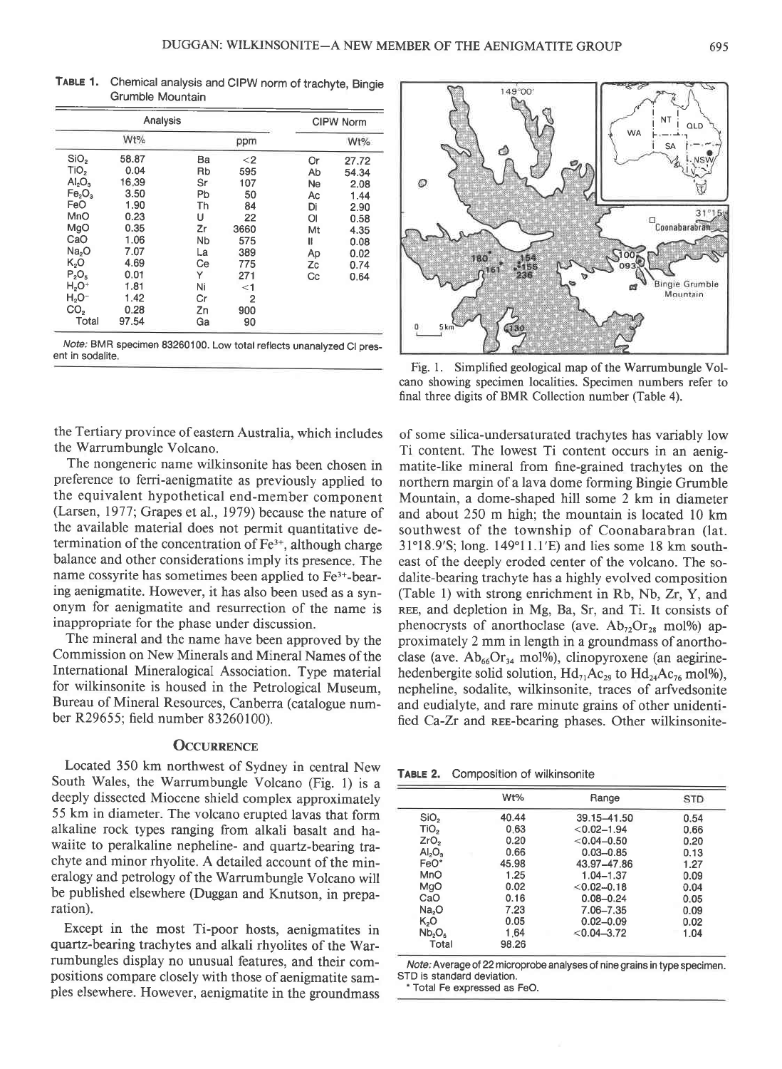**TABLE 1.** Chemical analysis and CIPW norm of trachyte, Bingie Grumble Mountain

| Analysis | | | | CIPW Norm | |
|---|---|---|---|---|---|
| | Wt% | | ppm | | Wt% |
| $SiO_2$ | 58.87 | Ba | <2 | Or | 27.72 |
| $TiO_2$ | 0.04 | Rb | 595 | Ab | 54.34 |
| $Al_2O_3$ | 16.39 | Sr | 107 | Ne | 2.08 |
| $Fe_2O_3$ | 3.50 | Pb | 50 | Ac | 1.44 |
| FeO | 1.90 | Th | 84 | Di | 2.90 |
| MnO | 0.23 | U | 22 | Ol | 0.58 |
| MgO | 0.35 | Zr | 3660 | Mt | 4.35 |
| CaO | 1.06 | Nb | 575 | Il | 0.08 |
| $Na_2O$ | 7.07 | La | 389 | Ap | 0.02 |
| $K_2O$ | 4.69 | Ce | 775 | Zc | 0.74 |
| $P_2O_5$ | 0.01 | Y | 271 | Cc | 0.64 |
| $H_2O^+$ | 1.81 | Ni | <1 | | |
| $H_2O^-$ | 1.42 | Cr | 2 | | |
| $CO_2$ | 0.28 | Zn | 900 | | |
| Total | 97.54 | Ga | 90 | | |

*Note:* BMR specimen 83260100. Low total reflects unanalyzed Cl present in sodalite.

149°00′
NT
QLD
WA
SA
NSW
31°15′
Coonabarabran
180
161
154
155
236
100
093
Bingie Grumble Mountain
130
0 5km

Fig. 1. Simplified geological map of the Warrumbungle Volcano showing specimen localities. Specimen numbers refer to final three digits of BMR Collection number (Table 4).

the Tertiary province of eastern Australia, which includes the Warrumbungle Volcano.

The nongeneric name wilkinsonite has been chosen in preference to ferri-aenigmatite as previously applied to the equivalent hypothetical end-member component (Larsen, 1977; Grapes et al., 1979) because the nature of the available material does not permit quantitative determination of the concentration of $Fe^{3+}$, although charge balance and other considerations imply its presence. The name cossyrite has sometimes been applied to $Fe^{3+}$-bearing aenigmatite. However, it has also been used as a synonym for aenigmatite and resurrection of the name is inappropriate for the phase under discussion.

The mineral and the name have been approved by the Commission on New Minerals and Mineral Names of the International Mineralogical Association. Type material for wilkinsonite is housed in the Petrological Museum, Bureau of Mineral Resources, Canberra (catalogue number R29655; field number 83260100).

## Occurrence

Located 350 km northwest of Sydney in central New South Wales, the Warrumbungle Volcano (Fig. 1) is a deeply dissected Miocene shield complex approximately 55 km in diameter. The volcano erupted lavas that form alkaline rock types ranging from alkali basalt and hawaiite to peralkaline nepheline- and quartz-bearing trachyte and minor rhyolite. A detailed account of the mineralogy and petrology of the Warrumbungle Volcano will be published elsewhere (Duggan and Knutson, in preparation).

Except in the most Ti-poor hosts, aenigmatites in quartz-bearing trachytes and alkali rhyolites of the Warrumbungles display no unusual features, and their compositions compare closely with those of aenigmatite samples elsewhere. However, aenigmatite in the groundmass of some silica-undersaturated trachytes has variably low Ti content. The lowest Ti content occurs in an aenigmatite-like mineral from fine-grained trachytes on the northern margin of a lava dome forming Bingie Grumble Mountain, a dome-shaped hill some 2 km in diameter and about 250 m high; the mountain is located 10 km southwest of the township of Coonabarabran (lat. 31°18.9′S; long. 149°11.1′E) and lies some 18 km southeast of the deeply eroded center of the volcano. The sodalite-bearing trachyte has a highly evolved composition (Table 1) with strong enrichment in Rb, Nb, Zr, Y, and REE, and depletion in Mg, Ba, Sr, and Ti. It consists of phenocrysts of anorthoclase (ave. $Ab_{72}Or_{28}$ mol%) approximately 2 mm in length in a groundmass of anorthoclase (ave. $Ab_{66}Or_{34}$ mol%), clinopyroxene (an aegirine-hedenbergite solid solution, $Hd_{71}Ac_{29}$ to $Hd_{24}Ac_{76}$ mol%), nepheline, sodalite, wilkinsonite, traces of arfvedsonite and eudialyte, and rare minute grains of other unidentified Ca-Zr and REE-bearing phases. Other wilkinsonite-

**TABLE 2.** Composition of wilkinsonite

| | Wt% | Range | STD |
|---|---|---|---|
| $SiO_2$ | 40.44 | 39.15–41.50 | 0.54 |
| $TiO_2$ | 0.63 | <0.02–1.94 | 0.66 |
| $ZrO_2$ | 0.20 | <0.04–0.50 | 0.20 |
| $Al_2O_3$ | 0.66 | 0.03–0.85 | 0.13 |
| FeO* | 45.98 | 43.97–47.86 | 1.27 |
| MnO | 1.25 | 1.04–1.37 | 0.09 |
| MgO | 0.02 | <0.02–0.18 | 0.04 |
| CaO | 0.16 | 0.08–0.24 | 0.05 |
| $Na_2O$ | 7.23 | 7.06–7.35 | 0.09 |
| $K_2O$ | 0.05 | 0.02–0.09 | 0.02 |
| $Nb_2O_5$ | 1.64 | <0.04–3.72 | 1.04 |
| Total | 98.26 | | |

*Note:* Average of 22 microprobe analyses of nine grains in type specimen. STD is standard deviation.
* Total Fe expressed as FeO.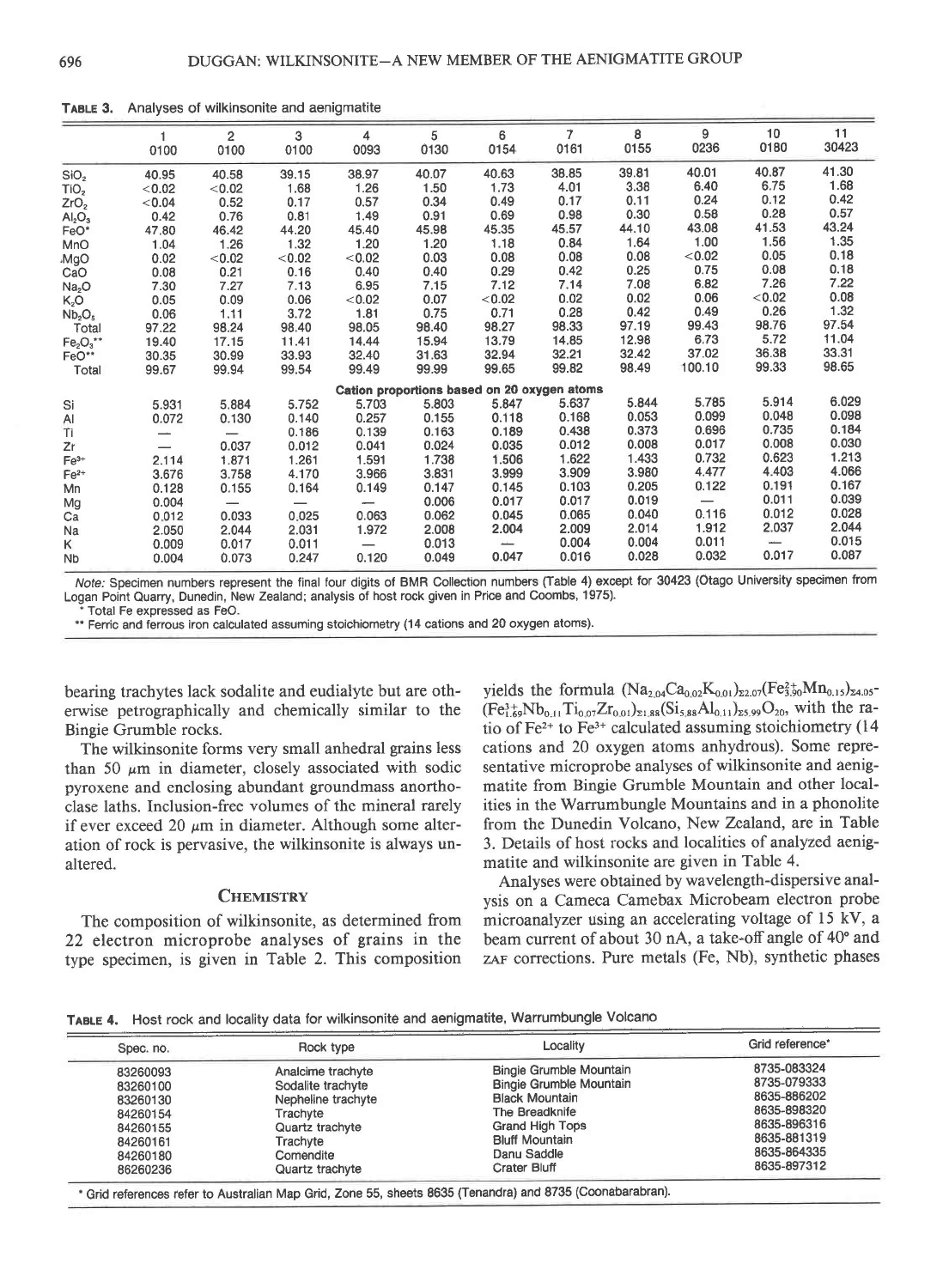**Table 3.** Analyses of wilkinsonite and aenigmatite

| | 1<br>0100 | 2<br>0100 | 3<br>0100 | 4<br>0093 | 5<br>0130 | 6<br>0154 | 7<br>0161 | 8<br>0155 | 9<br>0236 | 10<br>0180 | 11<br>30423 |
|---|---|---|---|---|---|---|---|---|---|---|---|
| $SiO_2$ | 40.95 | 40.58 | 39.15 | 38.97 | 40.07 | 40.63 | 38.85 | 39.81 | 40.01 | 40.87 | 41.30 |
| $TiO_2$ | <0.02 | <0.02 | 1.68 | 1.26 | 1.50 | 1.73 | 4.01 | 3.38 | 6.40 | 6.75 | 1.68 |
| $ZrO_2$ | <0.04 | 0.52 | 0.17 | 0.57 | 0.34 | 0.49 | 0.17 | 0.11 | 0.24 | 0.12 | 0.42 |
| $Al_2O_3$ | 0.42 | 0.76 | 0.81 | 1.49 | 0.91 | 0.69 | 0.98 | 0.30 | 0.58 | 0.28 | 0.57 |
| FeO* | 47.80 | 46.42 | 44.20 | 45.40 | 45.98 | 45.35 | 45.57 | 44.10 | 43.08 | 41.53 | 43.24 |
| MnO | 1.04 | 1.26 | 1.32 | 1.20 | 1.20 | 1.18 | 0.84 | 1.64 | 1.00 | 1.56 | 1.35 |
| MgO | 0.02 | <0.02 | <0.02 | <0.02 | 0.03 | 0.08 | 0.08 | 0.08 | <0.02 | 0.05 | 0.18 |
| CaO | 0.08 | 0.21 | 0.16 | 0.40 | 0.40 | 0.29 | 0.42 | 0.25 | 0.75 | 0.08 | 0.18 |
| $Na_2O$ | 7.30 | 7.27 | 7.13 | 6.95 | 7.15 | 7.12 | 7.14 | 7.08 | 6.82 | 7.26 | 7.22 |
| $K_2O$ | 0.05 | 0.09 | 0.06 | <0.02 | 0.07 | <0.02 | 0.02 | 0.02 | 0.06 | <0.02 | 0.08 |
| $Nb_2O_5$ | 0.06 | 1.11 | 3.72 | 1.81 | 0.75 | 0.71 | 0.28 | 0.42 | 0.49 | 0.26 | 1.32 |
| Total | 97.22 | 98.24 | 98.40 | 98.05 | 98.40 | 98.27 | 98.33 | 97.19 | 99.43 | 98.76 | 97.54 |
| $Fe_2O_3$** | 19.40 | 17.15 | 11.41 | 14.44 | 15.94 | 13.79 | 14.85 | 12.98 | 6.73 | 5.72 | 11.04 |
| FeO** | 30.35 | 30.99 | 33.93 | 32.40 | 31.63 | 32.94 | 32.21 | 32.42 | 37.02 | 36.38 | 33.31 |
| Total | 99.67 | 99.94 | 99.54 | 99.49 | 99.99 | 99.65 | 99.82 | 98.49 | 100.10 | 99.33 | 98.65 |
| | | | | Cation proportions based on 20 oxygen atoms | | | | | | | |
| Si | 5.931 | 5.884 | 5.752 | 5.703 | 5.803 | 5.847 | 5.637 | 5.844 | 5.785 | 5.914 | 6.029 |
| Al | 0.072 | 0.130 | 0.140 | 0.257 | 0.155 | 0.118 | 0.168 | 0.053 | 0.099 | 0.048 | 0.098 |
| Ti | — | — | 0.186 | 0.139 | 0.163 | 0.189 | 0.438 | 0.373 | 0.696 | 0.735 | 0.184 |
| Zr | — | 0.037 | 0.012 | 0.041 | 0.024 | 0.035 | 0.012 | 0.008 | 0.017 | 0.008 | 0.030 |
| $Fe^{3+}$ | 2.114 | 1.871 | 1.261 | 1.591 | 1.738 | 1.506 | 1.622 | 1.433 | 0.732 | 0.623 | 1.213 |
| $Fe^{2+}$ | 3.676 | 3.758 | 4.170 | 3.966 | 3.831 | 3.999 | 3.909 | 3.980 | 4.477 | 4.403 | 4.066 |
| Mn | 0.128 | 0.155 | 0.164 | 0.149 | 0.147 | 0.145 | 0.103 | 0.205 | 0.122 | 0.191 | 0.167 |
| Mg | 0.004 | — | — | — | 0.006 | 0.017 | 0.017 | 0.019 | — | 0.011 | 0.039 |
| Ca | 0.012 | 0.033 | 0.025 | 0.063 | 0.062 | 0.045 | 0.065 | 0.040 | 0.116 | 0.012 | 0.028 |
| Na | 2.050 | 2.044 | 2.031 | 1.972 | 2.008 | 2.004 | 2.009 | 2.014 | 1.912 | 2.037 | 2.044 |
| K | 0.009 | 0.017 | 0.011 | — | 0.013 | — | 0.004 | 0.004 | 0.011 | — | 0.015 |
| Nb | 0.004 | 0.073 | 0.247 | 0.120 | 0.049 | 0.047 | 0.016 | 0.028 | 0.032 | 0.017 | 0.087 |

*Note:* Specimen numbers represent the final four digits of BMR Collection numbers (Table 4) except for 30423 (Otago University specimen from Logan Point Quarry, Dunedin, New Zealand; analysis of host rock given in Price and Coombs, 1975).
\* Total Fe expressed as FeO.
\*\* Ferric and ferrous iron calculated assuming stoichiometry (14 cations and 20 oxygen atoms).

bearing trachytes lack sodalite and eudialyte but are otherwise petrographically and chemically similar to the Bingie Grumble rocks.

The wilkinsonite forms very small anhedral grains less than 50 μm in diameter, closely associated with sodic pyroxene and enclosing abundant groundmass anorthoclase laths. Inclusion-free volumes of the mineral rarely if ever exceed 20 μm in diameter. Although some alteration of rock is pervasive, the wilkinsonite is always unaltered.

## Chemistry

The composition of wilkinsonite, as determined from 22 electron microprobe analyses of grains in the type specimen, is given in Table 2. This composition yields the formula $(Na_{2.04}Ca_{0.02}K_{0.01})_{\Sigma 2.07}(Fe^{2+}_{3.90}Mn_{0.15})_{\Sigma 4.05}(Fe^{3+}_{1.69}Nb_{0.11}Ti_{0.07}Zr_{0.01})_{\Sigma 1.88}(Si_{5.88}Al_{0.11})_{\Sigma 5.99}O_{20}$, with the ratio of $Fe^{2+}$ to $Fe^{3+}$ calculated assuming stoichiometry (14 cations and 20 oxygen atoms anhydrous). Some representative microprobe analyses of wilkinsonite and aenigmatite from Bingie Grumble Mountain and other localities in the Warrumbungle Mountains and in a phonolite from the Dunedin Volcano, New Zealand, are in Table 3. Details of host rocks and localities of analyzed aenigmatite and wilkinsonite are given in Table 4.

Analyses were obtained by wavelength-dispersive analysis on a Cameca Camebax Microbeam electron probe microanalyzer using an accelerating voltage of 15 kV, a beam current of about 30 nA, a take-off angle of 40° and ZAF corrections. Pure metals (Fe, Nb), synthetic phases

**Table 4.** Host rock and locality data for wilkinsonite and aenigmatite, Warrumbungle Volcano

| Spec. no. | Rock type | Locality | Grid reference* |
|---|---|---|---|
| 83260093 | Analcime trachyte | Bingie Grumble Mountain | 8735-083324 |
| 83260100 | Sodalite trachyte | Bingie Grumble Mountain | 8735-079333 |
| 83260130 | Nepheline trachyte | Black Mountain | 8635-886202 |
| 84260154 | Trachyte | The Breadknife | 8635-898320 |
| 84260155 | Quartz trachyte | Grand High Tops | 8635-896316 |
| 84260161 | Trachyte | Bluff Mountain | 8635-881319 |
| 84260180 | Comendite | Danu Saddle | 8635-864335 |
| 86260236 | Quartz trachyte | Crater Bluff | 8635-897312 |

\* Grid references refer to Australian Map Grid, Zone 55, sheets 8635 (Tenandra) and 8735 (Coonabarabran).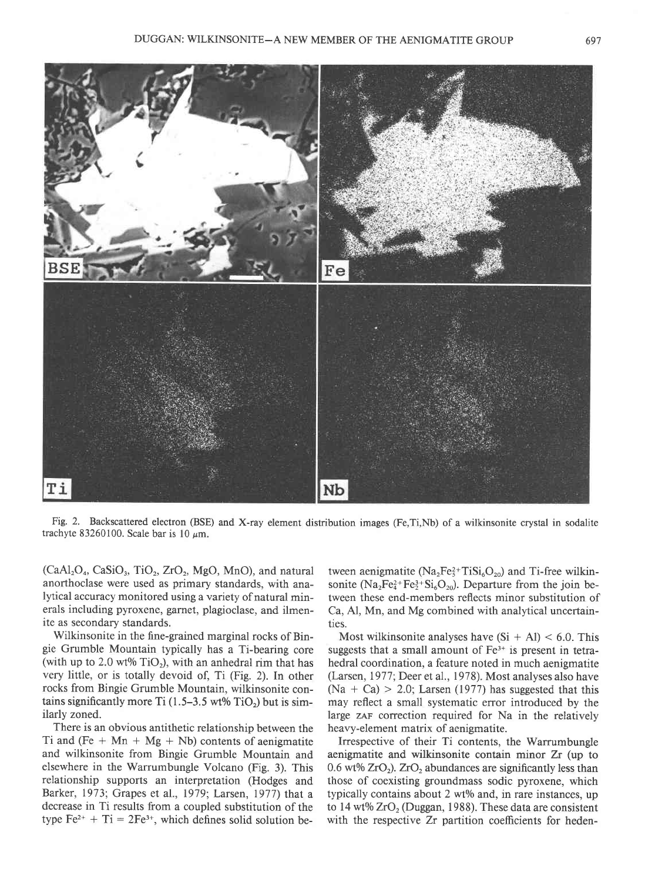BSE

Fe

Ti

Nb

Fig. 2. Backscattered electron (BSE) and X-ray element distribution images (Fe,Ti,Nb) of a wilkinsonite crystal in sodalite trachyte 83260100. Scale bar is 10 μm.

($CaAl_2O_4$, $CaSiO_3$, $TiO_2$, $ZrO_2$, MgO, MnO), and natural anorthoclase were used as primary standards, with analytical accuracy monitored using a variety of natural minerals including pyroxene, garnet, plagioclase, and ilmenite as secondary standards.

Wilkinsonite in the fine-grained marginal rocks of Bingie Grumble Mountain typically has a Ti-bearing core (with up to 2.0 wt% $TiO_2$), with an anhedral rim that has very little, or is totally devoid of, Ti (Fig. 2). In other rocks from Bingie Grumble Mountain, wilkinsonite contains significantly more Ti (1.5–3.5 wt% $TiO_2$) but is similarly zoned.

There is an obvious antithetic relationship between the Ti and (Fe + Mn + Mg + Nb) contents of aenigmatite and wilkinsonite from Bingie Grumble Mountain and elsewhere in the Warrumbungle Volcano (Fig. 3). This relationship supports an interpretation (Hodges and Barker, 1973; Grapes et al., 1979; Larsen, 1977) that a decrease in Ti results from a coupled substitution of the type $Fe^{2+} + Ti = 2Fe^{3+}$, which defines solid solution between aenigmatite ($Na_2Fe_5^{2+}TiSi_6O_{20}$) and Ti-free wilkinsonite ($Na_2Fe_4^{2+}Fe_2^{3+}Si_6O_{20}$). Departure from the join between these end-members reflects minor substitution of Ca, Al, Mn, and Mg combined with analytical uncertainties.

Most wilkinsonite analyses have (Si + Al) < 6.0. This suggests that a small amount of $Fe^{3+}$ is present in tetrahedral coordination, a feature noted in much aenigmatite (Larsen, 1977; Deer et al., 1978). Most analyses also have (Na + Ca) > 2.0; Larsen (1977) has suggested that this may reflect a small systematic error introduced by the large ZAF correction required for Na in the relatively heavy-element matrix of aenigmatite.

Irrespective of their Ti contents, the Warrumbungle aenigmatite and wilkinsonite contain minor Zr (up to 0.6 wt% $ZrO_2$). $ZrO_2$ abundances are significantly less than those of coexisting groundmass sodic pyroxene, which typically contains about 2 wt% and, in rare instances, up to 14 wt% $ZrO_2$ (Duggan, 1988). These data are consistent with the respective Zr partition coefficients for heden-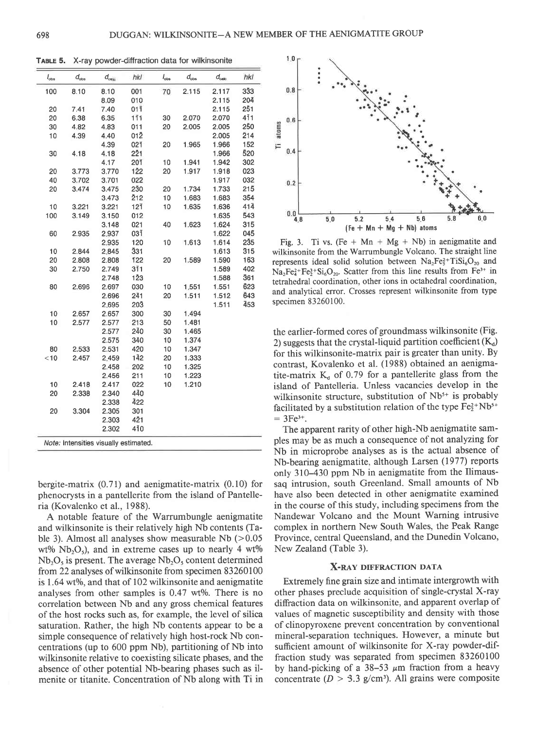**TABLE 5.** X-ray powder-diffraction data for wilkinsonite

| $I_{obs}$ | $d_{obs}$ | $d_{calc}$ | $hkl$ | $I_{obs}$ | $d_{obs}$ | $d_{calc}$ | $hkl$ |
|---|---|---|---|---|---|---|---|
| 100 | 8.10 | 8.10 | 001 | 70 | 2.115 | 2.117 | $\bar{3}33$ |
| | | 8.09 | 010 | | | 2.115 | $20\bar{4}$ |
| 20 | 7.41 | 7.40 | $01\bar{1}$ | | | 2.115 | $\bar{2}51$ |
| 20 | 6.38 | 6.35 | $1\bar{1}1$ | 30 | 2.070 | 2.070 | $4\bar{1}1$ |
| 30 | 4.82 | 4.83 | 011 | 20 | 2.005 | 2.005 | $\bar{2}50$ |
| 10 | 4.39 | 4.40 | $01\bar{2}$ | | | 2.005 | $\bar{2}14$ |
| | | 4.39 | $02\bar{1}$ | 20 | 1.965 | 1.966 | 152 |
| 30 | 4.18 | 4.18 | $\bar{2}\bar{2}1$ | | | 1.966 | $\bar{5}20$ |
| | | 4.17 | $20\bar{1}$ | 10 | 1.941 | 1.942 | 302 |
| 20 | 3.773 | 3.770 | $1\bar{2}2$ | 20 | 1.917 | 1.918 | 023 |
| 40 | 3.702 | 3.701 | 022 | | | 1.917 | 032 |
| 20 | 3.474 | 3.475 | $\bar{2}30$ | 20 | 1.734 | 1.733 | $21\bar{5}$ |
| | | 3.473 | $\bar{2}12$ | 10 | 1.683 | 1.683 | 354 |
| 10 | 3.221 | 3.221 | $12\bar{1}$ | 10 | 1.635 | 1.636 | $41\bar{4}$ |
| 100 | 3.149 | 3.150 | 012 | | | 1.635 | 543 |
| | | 3.148 | 021 | 40 | 1.623 | 1.624 | 315 |
| 60 | 2.935 | 2.937 | $03\bar{1}$ | | | 1.622 | 045 |
| | | 2.935 | 120 | 10 | 1.613 | 1.614 | $2\bar{3}5$ |
| 10 | 2.844 | 2.845 | $\bar{3}31$ | | | 1.613 | 315 |
| 20 | 2.808 | 2.808 | $\bar{1}22$ | 20 | 1.589 | 1.590 | 163 |
| 30 | 2.750 | 2.749 | $3\bar{1}1$ | | | 1.589 | 402 |
| | | 2.748 | $1\bar{2}3$ | | | 1.588 | $\bar{3}61$ |
| 80 | 2.696 | 2.697 | 030 | 10 | 1.551 | 1.551 | $\bar{6}23$ |
| | | 2.696 | $2\bar{4}1$ | 20 | 1.511 | 1.512 | $\bar{6}43$ |
| | | 2.695 | $20\bar{3}$ | | | 1.511 | $\bar{4}53$ |
| 10 | 2.657 | 2.657 | 300 | 30 | 1.494 | | |
| 10 | 2.577 | 2.577 | 213 | 50 | 1.481 | | |
| | | 2.577 | $2\bar{4}0$ | 30 | 1.465 | | |
| | | 2.575 | 340 | 10 | 1.374 | | |
| 80 | 2.533 | 2.531 | $4\bar{2}0$ | 10 | 1.347 | | |
| <10 | 2.457 | 2.459 | $1\bar{4}2$ | 20 | 1.333 | | |
| | | 2.458 | 202 | 10 | 1.325 | | |
| | | 2.456 | 211 | 10 | 1.223 | | |
| 10 | 2.418 | 2.417 | 022 | 10 | 1.210 | | |
| 20 | 2.338 | 2.340 | $4\bar{4}0$ | | | | |
| | | 2.338 | $\bar{4}22$ | | | | |
| 20 | 3.304 | 2.305 | 301 | | | | |
| | | 2.303 | $4\bar{2}1$ | | | | |
| | | 2.302 | $4\bar{1}0$ | | | | |

*Note:* Intensities visually estimated.

bergite-matrix (0.71) and aenigmatite-matrix (0.10) for phenocrysts in a pantellerite from the island of Pantelleria (Kovalenko et al., 1988).

A notable feature of the Warrumbungle aenigmatite and wilkinsonite is their relatively high Nb contents (Table 3). Almost all analyses show measurable Nb (>0.05 wt% $Nb_2O_5$), and in extreme cases up to nearly 4 wt% $Nb_2O_5$ is present. The average $Nb_2O_5$ content determined from 22 analyses of wilkinsonite from specimen 83260100 is 1.64 wt%, and that of 102 wilkinsonite and aenigmatite analyses from other samples is 0.47 wt%. There is no correlation between Nb and any gross chemical features of the host rocks such as, for example, the level of silica saturation. Rather, the high Nb contents appear to be a simple consequence of relatively high host-rock Nb concentrations (up to 600 ppm Nb), partitioning of Nb into wilkinsonite relative to coexisting silicate phases, and the absence of other potential Nb-bearing phases such as ilmenite or titanite. Concentration of Nb along with Ti in the earlier-formed cores of groundmass wilkinsonite (Fig. 2) suggests that the crystal-liquid partition coefficient ($K_d$) for this wilkinsonite-matrix pair is greater than unity. By contrast, Kovalenko et al. (1988) obtained an aenigmatite-matrix $K_d$ of 0.79 for a pantellerite glass from the island of Pantelleria. Unless vacancies develop in the wilkinsonite structure, substitution of $Nb^{5+}$ is probably facilitated by a substitution relation of the type $Fe^{2+}_2Nb^{5+} = 3Fe^{3+}$.

1.0
0.8
0.6
0.4
0.2
0.0
Ti atoms
4.8
5.0
5.2
5.4
5.6
5.8
6.0
(Fe + Mn + Mg + Nb) atoms

Fig. 3. Ti vs. (Fe + Mn + Mg + Nb) in aenigmatite and wilkinsonite from the Warrumbungle Volcano. The straight line represents ideal solid solution between $Na_2Fe^{2+}_5TiSi_6O_{20}$ and $Na_2Fe^{2+}_4Fe^{3+}_2Si_6O_{20}$. Scatter from this line results from $Fe^{3+}$ in tetrahedral coordination, other ions in octahedral coordination, and analytical error. Crosses represent wilkinsonite from type specimen 83260100.

The apparent rarity of other high-Nb aenigmatite samples may be as much a consequence of not analyzing for Nb in microprobe analyses as is the actual absence of Nb-bearing aenigmatite, although Larsen (1977) reports only 310–430 ppm Nb in aenigmatite from the Ilímaussaq intrusion, south Greenland. Small amounts of Nb have also been detected in other aenigmatite examined in the course of this study, including specimens from the Nandewar Volcano and the Mount Warning intrusive complex in northern New South Wales, the Peak Range Province, central Queensland, and the Dunedin Volcano, New Zealand (Table 3).

## X-RAY DIFFRACTION DATA

Extremely fine grain size and intimate intergrowth with other phases preclude acquisition of single-crystal X-ray diffraction data on wilkinsonite, and apparent overlap of values of magnetic susceptibility and density with those of clinopyroxene prevent concentration by conventional mineral-separation techniques. However, a minute but sufficient amount of wilkinsonite for X-ray powder-diffraction study was separated from specimen 83260100 by hand-picking of a 38–53 μm fraction from a heavy concentrate ($D$ > 3.3 g/cm³). All grains were composite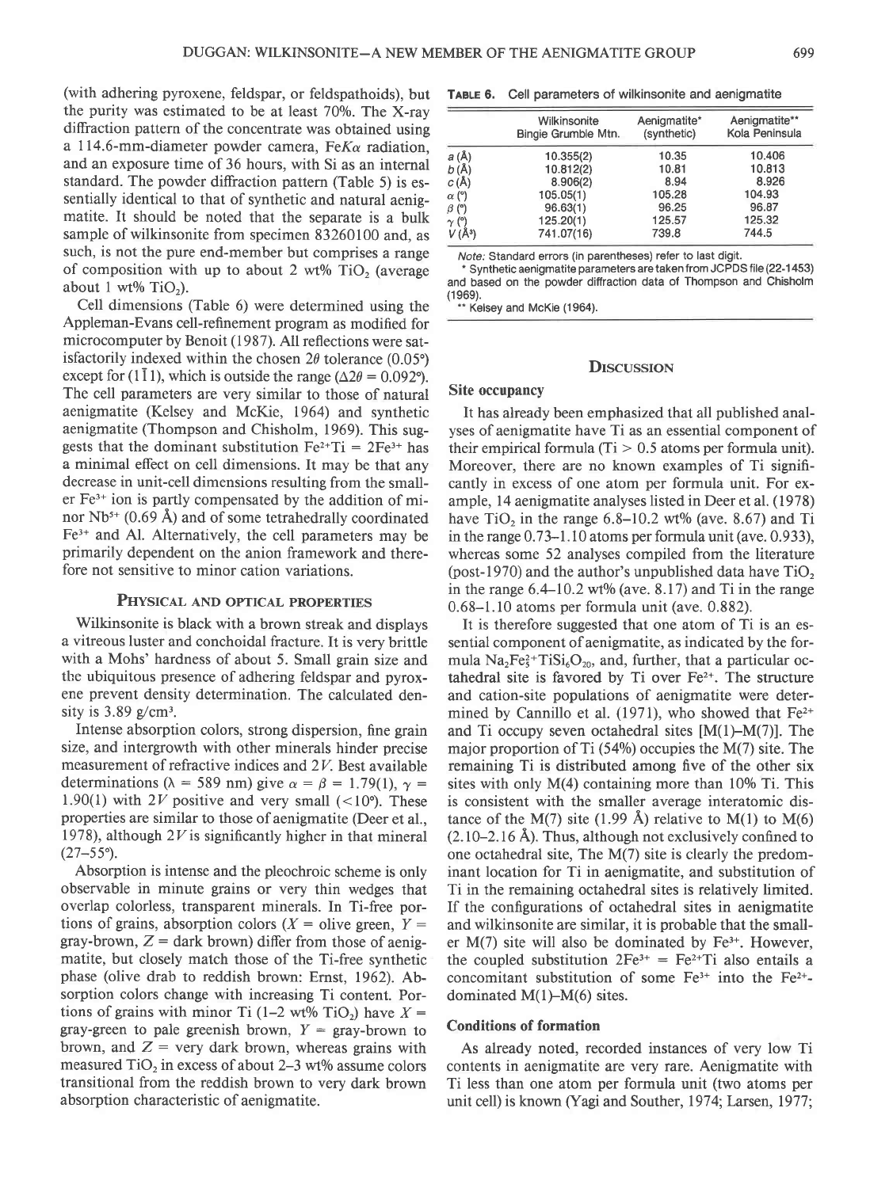(with adhering pyroxene, feldspar, or feldspathoids), but the purity was estimated to be at least 70%. The X-ray diffraction pattern of the concentrate was obtained using a 114.6-mm-diameter powder camera, Fe$K\alpha$ radiation, and an exposure time of 36 hours, with Si as an internal standard. The powder diffraction pattern (Table 5) is essentially identical to that of synthetic and natural aenigmatite. It should be noted that the separate is a bulk sample of wilkinsonite from specimen 83260100 and, as such, is not the pure end-member but comprises a range of composition with up to about 2 wt% $TiO_2$ (average about 1 wt% $TiO_2$).

Cell dimensions (Table 6) were determined using the Appleman-Evans cell-refinement program as modified for microcomputer by Benoit (1987). All reflections were satisfactorily indexed within the chosen $2\theta$ tolerance (0.05°) except for ($1\bar{1}1$), which is outside the range ($\Delta 2\theta$ = 0.092°). The cell parameters are very similar to those of natural aenigmatite (Kelsey and McKie, 1964) and synthetic aenigmatite (Thompson and Chisholm, 1969). This suggests that the dominant substitution $Fe^{2+}Ti = 2Fe^{3+}$ has a minimal effect on cell dimensions. It may be that any decrease in unit-cell dimensions resulting from the smaller $Fe^{3+}$ ion is partly compensated by the addition of minor $Nb^{5+}$ (0.69 Å) and of some tetrahedrally coordinated $Fe^{3+}$ and Al. Alternatively, the cell parameters may be primarily dependent on the anion framework and therefore not sensitive to minor cation variations.

**Table 6.** Cell parameters of wilkinsonite and aenigmatite

| | Wilkinsonite Bingie Grumble Mtn. | Aenigmatite* (synthetic) | Aenigmatite** Kola Peninsula |
|---|---|---|---|
| $a$ (Å) | 10.355(2) | 10.35 | 10.406 |
| $b$ (Å) | 10.812(2) | 10.81 | 10.813 |
| $c$ (Å) | 8.906(2) | 8.94 | 8.926 |
| $\alpha$ (°) | 105.05(1) | 105.28 | 104.93 |
| $\beta$ (°) | 96.63(1) | 96.25 | 96.87 |
| $\gamma$ (°) | 125.20(1) | 125.57 | 125.32 |
| $V$ (Å³) | 741.07(16) | 739.8 | 744.5 |

*Note:* Standard errors (in parentheses) refer to last digit.
* Synthetic aenigmatite parameters are taken from JCPDS file (22-1453) and based on the powder diffraction data of Thompson and Chisholm (1969).
** Kelsey and McKie (1964).

## Physical and optical properties

Wilkinsonite is black with a brown streak and displays a vitreous luster and conchoidal fracture. It is very brittle with a Mohs' hardness of about 5. Small grain size and the ubiquitous presence of adhering feldspar and pyroxene prevent density determination. The calculated density is 3.89 g/cm³.

Intense absorption colors, strong dispersion, fine grain size, and intergrowth with other minerals hinder precise measurement of refractive indices and $2V$. Best available determinations ($\lambda$ = 589 nm) give $\alpha = \beta$ = 1.79(1), $\gamma$ = 1.90(1) with $2V$ positive and very small (<10°). These properties are similar to those of aenigmatite (Deer et al., 1978), although $2V$ is significantly higher in that mineral (27–55°).

Absorption is intense and the pleochroic scheme is only observable in minute grains or very thin wedges that overlap colorless, transparent minerals. In Ti-free portions of grains, absorption colors ($X$ = olive green, $Y$ = gray-brown, $Z$ = dark brown) differ from those of aenigmatite, but closely match those of the Ti-free synthetic phase (olive drab to reddish brown: Ernst, 1962). Absorption colors change with increasing Ti content. Portions of grains with minor Ti (1–2 wt% $TiO_2$) have $X$ = gray-green to pale greenish brown, $Y$ = gray-brown to brown, and $Z$ = very dark brown, whereas grains with measured $TiO_2$ in excess of about 2–3 wt% assume colors transitional from the reddish brown to very dark brown absorption characteristic of aenigmatite.

## Discussion

### Site occupancy

It has already been emphasized that all published analyses of aenigmatite have Ti as an essential component of their empirical formula (Ti > 0.5 atoms per formula unit). Moreover, there are no known examples of Ti significantly in excess of one atom per formula unit. For example, 14 aenigmatite analyses listed in Deer et al. (1978) have $TiO_2$ in the range 6.8–10.2 wt% (ave. 8.67) and Ti in the range 0.73–1.10 atoms per formula unit (ave. 0.933), whereas some 52 analyses compiled from the literature (post-1970) and the author's unpublished data have $TiO_2$ in the range 6.4–10.2 wt% (ave. 8.17) and Ti in the range 0.68–1.10 atoms per formula unit (ave. 0.882).

It is therefore suggested that one atom of Ti is an essential component of aenigmatite, as indicated by the formula $Na_2Fe^{2+}_5TiSi_6O_{20}$, and, further, that a particular octahedral site is favored by Ti over $Fe^{2+}$. The structure and cation-site populations of aenigmatite were determined by Cannillo et al. (1971), who showed that $Fe^{2+}$ and Ti occupy seven octahedral sites [M(1)–M(7)]. The major proportion of Ti (54%) occupies the M(7) site. The remaining Ti is distributed among five of the other six sites with only M(4) containing more than 10% Ti. This is consistent with the smaller average interatomic distance of the M(7) site (1.99 Å) relative to M(1) to M(6) (2.10–2.16 Å). Thus, although not exclusively confined to one octahedral site, The M(7) site is clearly the predominant location for Ti in aenigmatite, and substitution of Ti in the remaining octahedral sites is relatively limited. If the configurations of octahedral sites in aenigmatite and wilkinsonite are similar, it is probable that the smaller M(7) site will also be dominated by $Fe^{3+}$. However, the coupled substitution $2Fe^{3+} = Fe^{2+}Ti$ also entails a concomitant substitution of some $Fe^{3+}$ into the $Fe^{2+}$-dominated M(1)–M(6) sites.

### Conditions of formation

As already noted, recorded instances of very low Ti contents in aenigmatite are very rare. Aenigmatite with Ti less than one atom per formula unit (two atoms per unit cell) is known (Yagi and Souther, 1974; Larsen, 1977;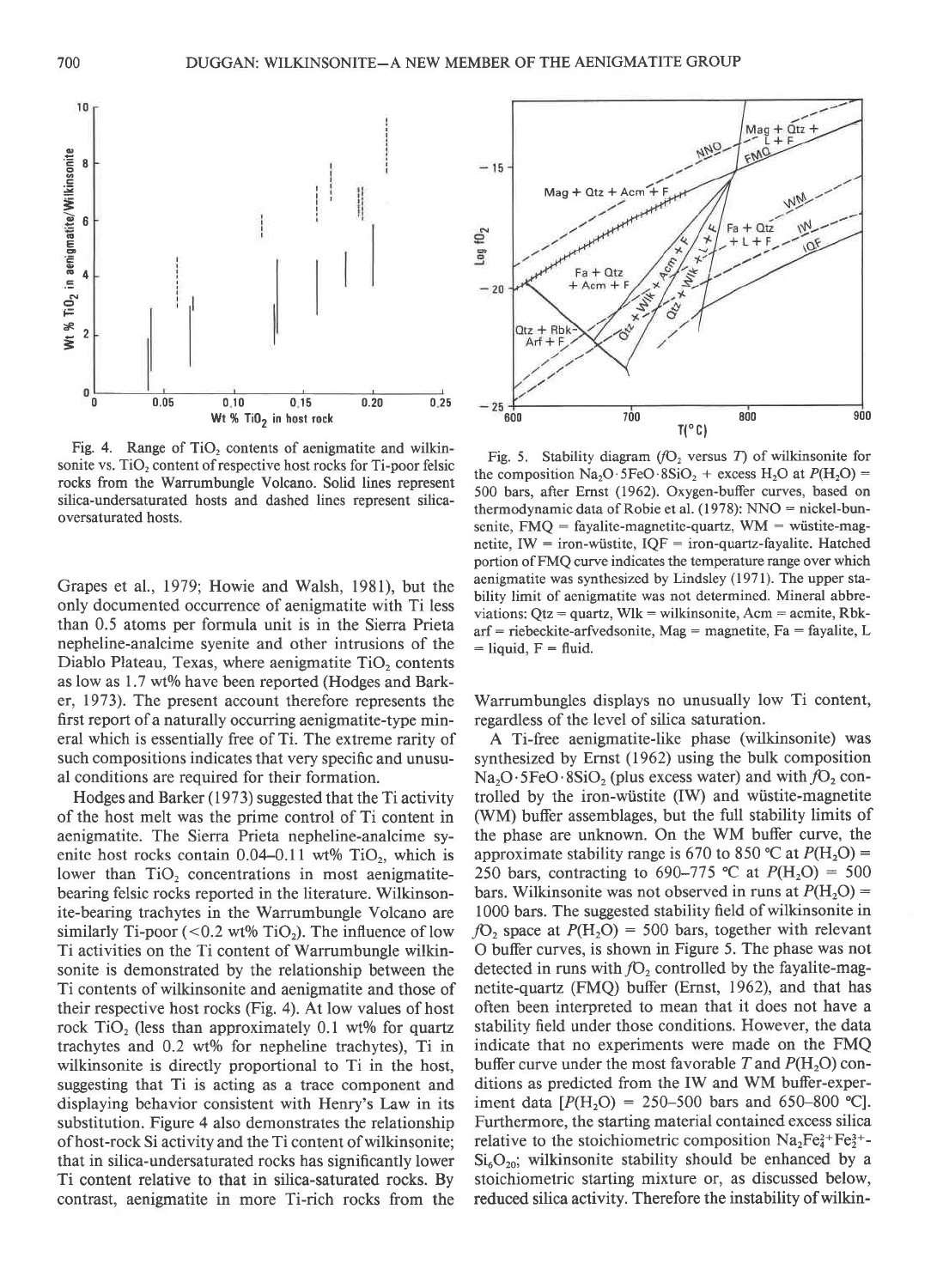10

8

6

4

2

0

0 0.05 0.10 0.15 0.20 0.25

Wt % $TiO_2$ in aenigmatite/Wilkinsonite

Wt % $TiO_2$ in host rock

Fig. 4. Range of $TiO_2$ contents of aenigmatite and wilkinsonite vs. $TiO_2$ content of respective host rocks for Ti-poor felsic rocks from the Warrumbungle Volcano. Solid lines represent silica-undersaturated hosts and dashed lines represent silica-oversaturated hosts.

−15

−20

−25

600 700 800 900

Log $fO_2$

T(°C)

NNO

FMQ

WM

IW

IQF

Mag + Qtz + L + F

Mag + Qtz + Acm + F

Fa + Qtz + L + F

Fa + Qtz + Acm + F

Qtz + Rbk-Arf + F

Qtz + Wlk + Acm + F

Qtz + Wlk + L + F

Fig. 5. Stability diagram ($fO_2$ versus $T$) of wilkinsonite for the composition $Na_2O \cdot 5FeO \cdot 8SiO_2$ + excess $H_2O$ at $P(H_2O)$ = 500 bars, after Ernst (1962). Oxygen-buffer curves, based on thermodynamic data of Robie et al. (1978): NNO = nickel-bunsenite, FMQ = fayalite-magnetite-quartz, WM = wüstite-magnetite, IW = iron-wüstite, IQF = iron-quartz-fayalite. Hatched portion of FMQ curve indicates the temperature range over which aenigmatite was synthesized by Lindsley (1971). The upper stability limit of aenigmatite was not determined. Mineral abbreviations: Qtz = quartz, Wlk = wilkinsonite, Acm = acmite, Rbk-arf = riebeckite-arfvedsonite, Mag = magnetite, Fa = fayalite, L = liquid, F = fluid.

Grapes et al., 1979; Howie and Walsh, 1981), but the only documented occurrence of aenigmatite with Ti less than 0.5 atoms per formula unit is in the Sierra Prieta nepheline-analcime syenite and other intrusions of the Diablo Plateau, Texas, where aenigmatite $TiO_2$ contents as low as 1.7 wt% have been reported (Hodges and Barker, 1973). The present account therefore represents the first report of a naturally occurring aenigmatite-type mineral which is essentially free of Ti. The extreme rarity of such compositions indicates that very specific and unusual conditions are required for their formation.

Hodges and Barker (1973) suggested that the Ti activity of the host melt was the prime control of Ti content in aenigmatite. The Sierra Prieta nepheline-analcime syenite host rocks contain 0.04–0.11 wt% $TiO_2$, which is lower than $TiO_2$ concentrations in most aenigmatite-bearing felsic rocks reported in the literature. Wilkinsonite-bearing trachytes in the Warrumbungle Volcano are similarly Ti-poor (<0.2 wt% $TiO_2$). The influence of low Ti activities on the Ti content of Warrumbungle wilkinsonite is demonstrated by the relationship between the Ti contents of wilkinsonite and aenigmatite and those of their respective host rocks (Fig. 4). At low values of host rock $TiO_2$ (less than approximately 0.1 wt% for quartz trachytes and 0.2 wt% for nepheline trachytes), Ti in wilkinsonite is directly proportional to Ti in the host, suggesting that Ti is acting as a trace component and displaying behavior consistent with Henry's Law in its substitution. Figure 4 also demonstrates the relationship of host-rock Si activity and the Ti content of wilkinsonite; that in silica-undersaturated rocks has significantly lower Ti content relative to that in silica-saturated rocks. By contrast, aenigmatite in more Ti-rich rocks from the Warrumbungles displays no unusually low Ti content, regardless of the level of silica saturation.

A Ti-free aenigmatite-like phase (wilkinsonite) was synthesized by Ernst (1962) using the bulk composition $Na_2O \cdot 5FeO \cdot 8SiO_2$ (plus excess water) and with $fO_2$ controlled by the iron-wüstite (IW) and wüstite-magnetite (WM) buffer assemblages, but the full stability limits of the phase are unknown. On the WM buffer curve, the approximate stability range is 670 to 850 °C at $P(H_2O)$ = 250 bars, contracting to 690–775 °C at $P(H_2O)$ = 500 bars. Wilkinsonite was not observed in runs at $P(H_2O)$ = 1000 bars. The suggested stability field of wilkinsonite in $fO_2$ space at $P(H_2O)$ = 500 bars, together with relevant O buffer curves, is shown in Figure 5. The phase was not detected in runs with $fO_2$ controlled by the fayalite-magnetite-quartz (FMQ) buffer (Ernst, 1962), and that has often been interpreted to mean that it does not have a stability field under those conditions. However, the data indicate that no experiments were made on the FMQ buffer curve under the most favorable $T$ and $P(H_2O)$ conditions as predicted from the IW and WM buffer-experiment data [$P(H_2O)$ = 250–500 bars and 650–800 °C]. Furthermore, the starting material contained excess silica relative to the stoichiometric composition $Na_2Fe^{2+}_4Fe^{3+}_2Si_6O_{20}$; wilkinsonite stability should be enhanced by a stoichiometric starting mixture or, as discussed below, reduced silica activity. Therefore the instability of wilkin-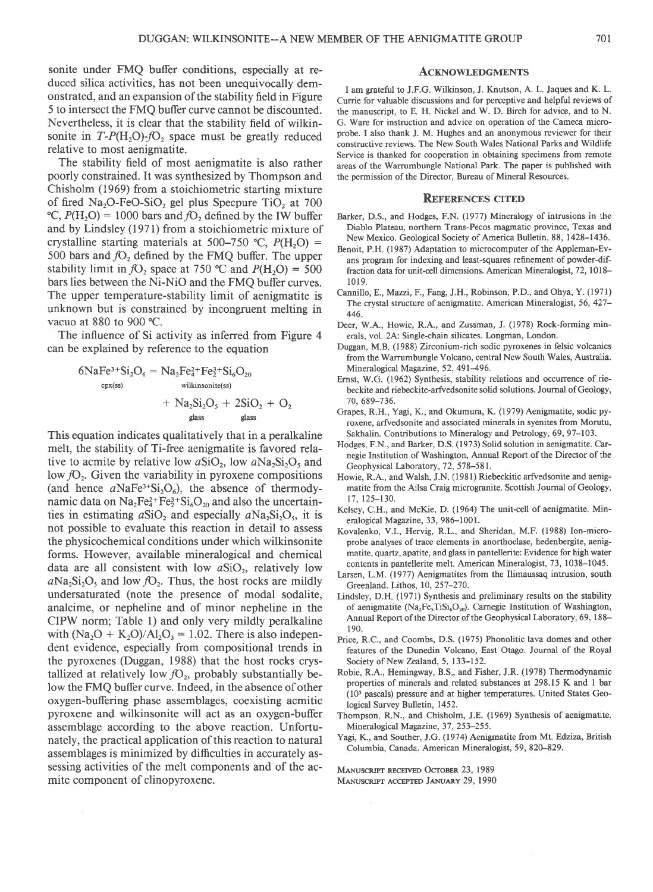sonite under FMQ buffer conditions, especially at reduced silica activities, has not been unequivocally demonstrated, and an expansion of the stability field in Figure 5 to intersect the FMQ buffer curve cannot be discounted. Nevertheless, it is clear that the stability field of wilkinsonite in $T$-$P(H_2O)$-$fO_2$ space must be greatly reduced relative to most aenigmatite.

The stability field of most aenigmatite is also rather poorly constrained. It was synthesized by Thompson and Chisholm (1969) from a stoichiometric starting mixture of fired $Na_2O$-$FeO$-$SiO_2$ gel plus Specpure $TiO_2$ at 700 °C, $P(H_2O)$ = 1000 bars and $fO_2$ defined by the IW buffer and by Lindsley (1971) from a stoichiometric mixture of crystalline starting materials at 500–750 °C, $P(H_2O)$ = 500 bars and $fO_2$ defined by the FMQ buffer. The upper stability limit in $fO_2$ space at 750 °C and $P(H_2O)$ = 500 bars lies between the Ni-NiO and the FMQ buffer curves. The upper temperature-stability limit of aenigmatite is unknown but is constrained by incongruent melting in vacuo at 880 to 900 °C.

The influence of Si activity as inferred from Figure 4 can be explained by reference to the equation

$$\underset{\text{cpx(ss)}}{6NaFe^{3+}Si_2O_6} = \underset{\text{wilkinsonite(ss)}}{Na_2Fe^{2+}_4Fe^{3+}_2Si_6O_{20}} + \underset{\text{glass}}{Na_2Si_2O_5} + \underset{\text{glass}}{2SiO_2} + O_2$$

This equation indicates qualitatively that in a peralkaline melt, the stability of Ti-free aenigmatite is favored relative to acmite by relative low $aSiO_2$, low $aNa_2Si_2O_5$ and low $fO_2$. Given the variability in pyroxene compositions (and hence $aNaFe^{3+}Si_2O_6$), the absence of thermodynamic data on $Na_2Fe^{2+}_4Fe^{3+}_2Si_6O_{20}$ and also the uncertainties in estimating $aSiO_2$ and especially $aNa_2Si_2O_5$, it is not possible to evaluate this reaction in detail to assess the physicochemical conditions under which wilkinsonite forms. However, available mineralogical and chemical data are all consistent with low $aSiO_2$, relatively low $aNa_2Si_2O_5$ and low $fO_2$. Thus, the host rocks are mildly undersaturated (note the presence of modal sodalite, analcime, or nepheline and of minor nepheline in the CIPW norm; Table 1) and only very mildly peralkaline with $(Na_2O + K_2O)/Al_2O_3$ = 1.02. There is also independent evidence, especially from compositional trends in the pyroxenes (Duggan, 1988) that the host rocks crystallized at relatively low $fO_2$, probably substantially below the FMQ buffer curve. Indeed, in the absence of other oxygen-buffering phase assemblages, coexisting acmitic pyroxene and wilkinsonite will act as an oxygen-buffer assemblage according to the above reaction. Unfortunately, the practical application of this reaction to natural assemblages is minimized by difficulties in accurately assessing activities of the melt components and of the acmite component of clinopyroxene.

## Acknowledgments

I am grateful to J.F.G. Wilkinson, J. Knutson, A. L. Jaques and K. L. Currie for valuable discussions and for perceptive and helpful reviews of the manuscript, to E. H. Nickel and W. D. Birch for advice, and to N. G. Ware for instruction and advice on operation of the Cameca microprobe. I also thank J. M. Hughes and an anonymous reviewer for their constructive reviews. The New South Wales National Parks and Wildlife Service is thanked for cooperation in obtaining specimens from remote areas of the Warrumbungle National Park. The paper is published with the permission of the Director, Bureau of Mineral Resources.

## References Cited

Barker, D.S., and Hodges, F.N. (1977) Mineralogy of intrusions in the Diablo Plateau, northern Trans-Pecos magmatic province, Texas and New Mexico. Geological Society of America Bulletin, 88, 1428–1436.

Benoit, P.H. (1987) Adaptation to microcomputer of the Appleman-Evans program for indexing and least-squares refinement of powder-diffraction data for unit-cell dimensions. American Mineralogist, 72, 1018–1019.

Cannillo, E., Mazzi, F., Fang, J.H., Robinson, P.D., and Ohya, Y. (1971) The crystal structure of aenigmatite. American Mineralogist, 56, 427–446.

Deer, W.A., Howie, R.A., and Zussman, J. (1978) Rock-forming minerals, vol. 2A: Single-chain silicates. Longman, London.

Duggan, M.B. (1988) Zirconium-rich sodic pyroxenes in felsic volcanics from the Warrumbungle Volcano, central New South Wales, Australia. Mineralogical Magazine, 52, 491–496.

Ernst, W.G. (1962) Synthesis, stability relations and occurrence of riebeckite and riebeckite-arfvedsonite solid solutions. Journal of Geology, 70, 689–736.

Grapes, R.H., Yagi, K., and Okumura, K. (1979) Aenigmatite, sodic pyroxene, arfvedsonite and associated minerals in syenites from Morutu, Sakhalin. Contributions to Mineralogy and Petrology, 69, 97–103.

Hodges, F.N., and Barker, D.S. (1973) Solid solution in aenigmatite. Carnegie Institution of Washington, Annual Report of the Director of the Geophysical Laboratory, 72, 578–581.

Howie, R.A., and Walsh, J.N. (1981) Riebeckitic arfvedsonite and aenigmatite from the Ailsa Craig microgranite. Scottish Journal of Geology, 17, 125–130.

Kelsey, C.H., and McKie, D. (1964) The unit-cell of aenigmatite. Mineralogical Magazine, 33, 986–1001.

Kovalenko, V.I., Hervig, R.L., and Sheridan, M.F. (1988) Ion-microprobe analyses of trace elements in anorthoclase, hedenbergite, aenigmatite, quartz, apatite, and glass in pantellerite: Evidence for high water contents in pantellerite melt. American Mineralogist, 73, 1038–1045.

Larsen, L.M. (1977) Aenigmatites from the Ilimaussaq intrusion, south Greenland. Lithos, 10, 257–270.

Lindsley, D.H. (1971) Synthesis and preliminary results on the stability of aenigmatite ($Na_2Fe_5TiSi_6O_{20}$). Carnegie Institution of Washington, Annual Report of the Director of the Geophysical Laboratory, 69, 188–190.

Price, R.C., and Coombs, D.S. (1975) Phonolitic lava domes and other features of the Dunedin Volcano, East Otago. Journal of the Royal Society of New Zealand, 5, 133–152.

Robie, R.A., Hemingway, B.S., and Fisher, J.R. (1978) Thermodynamic properties of minerals and related substances at 298.15 K and 1 bar ($10^5$ pascals) pressure and at higher temperatures. United States Geological Survey Bulletin, 1452.

Thompson, R.N., and Chisholm, J.E. (1969) Synthesis of aenigmatite. Mineralogical Magazine, 37, 253–255.

Yagi, K., and Souther, J.G. (1974) Aenigmatite from Mt. Edziza, British Columbia, Canada. American Mineralogist, 59, 820–829.

Manuscript received October 23, 1989
Manuscript accepted January 29, 1990